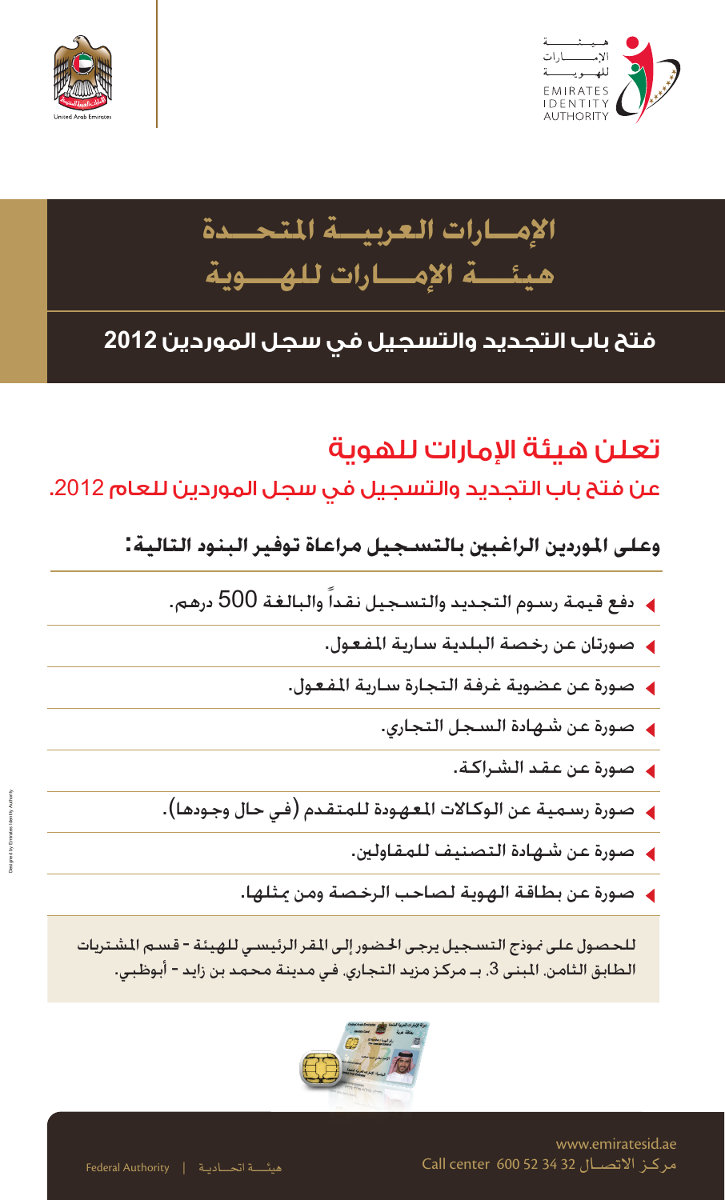هيئة الإمارات للهوية
EMIRATES IDENTITY AUTHORITY

United Arab Emirates

# الإمارات العربية المتحدة
# هيئة الإمارات للهوية

## فتح باب التجديد والتسجيل في سجل الموردين 2012

## تعلن هيئة الإمارات للهوية

### عن فتح باب التجديد والتسجيل في سجل الموردين للعام 2012.

**وعلى الموردين الراغبين بالتسجيل مراعاة توفير البنود التالية:**

- دفع قيمة رسوم التجديد والتسجيل نقداً والبالغة 500 درهم.
- صورتان عن رخصة البلدية سارية المفعول.
- صورة عن عضوية غرفة التجارة سارية المفعول.
- صورة عن شهادة السجل التجاري.
- صورة عن عقد الشراكة.
- صورة رسمية عن الوكالات المعهودة للمتقدم (في حال وجودها).
- صورة عن شهادة التصنيف للمقاولين.
- صورة عن بطاقة الهوية لصاحب الرخصة ومن يمثلها.

للحصول على نموذج التسجيل يرجى الحضور إلى المقر الرئيسي للهيئة - قسم المشتريات الطابق الثامن، المبنى 3، بـ مركز مزيد التجاري، في مدينة محمد بن زايد - أبوظبي.

www.emiratesid.ae

مركز الاتصال 32 34 52 600 Call center 600 52 34 32

هيئة اتحادية | Federal Authority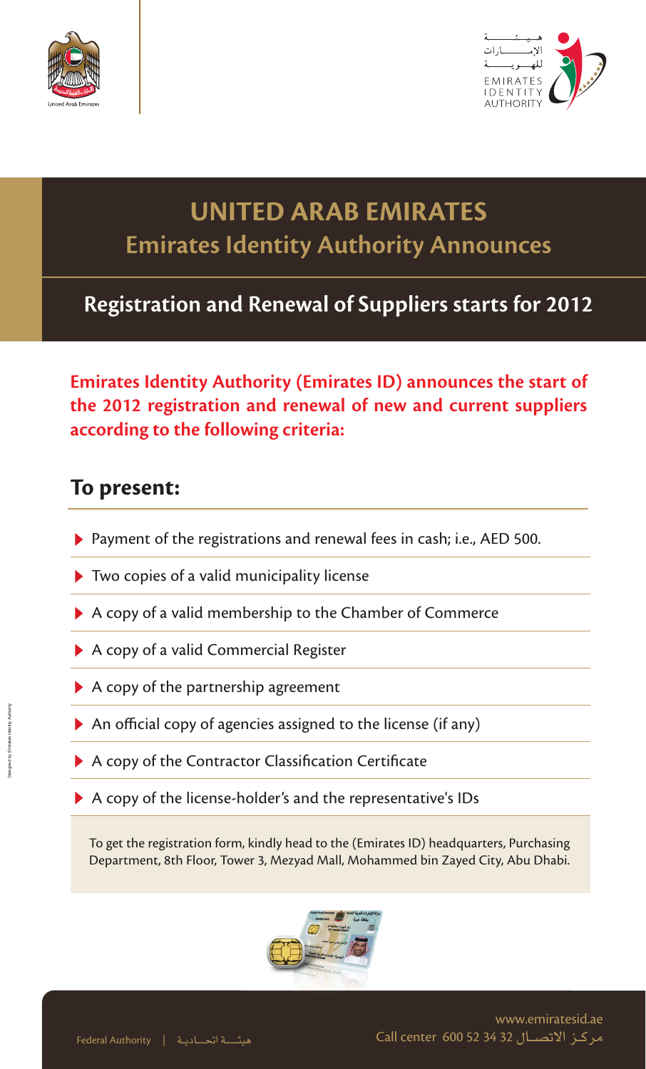هيئة الإمارات للهوية

EMIRATES IDENTITY AUTHORITY

# UNITED ARAB EMIRATES

## Emirates Identity Authority Announces

## Registration and Renewal of Suppliers starts for 2012

**Emirates Identity Authority (Emirates ID) announces the start of the 2012 registration and renewal of new and current suppliers according to the following criteria:**

## To present:

- Payment of the registrations and renewal fees in cash; i.e., AED 500.
- Two copies of a valid municipality license
- A copy of a valid membership to the Chamber of Commerce
- A copy of a valid Commercial Register
- A copy of the partnership agreement
- An official copy of agencies assigned to the license (if any)
- A copy of the Contractor Classification Certificate
- A copy of the license-holder's and the representative's IDs

To get the registration form, kindly head to the (Emirates ID) headquarters, Purchasing Department, 8th Floor, Tower 3, Mezyad Mall, Mohammed bin Zayed City, Abu Dhabi.

www.emiratesid.ae

Call center 600 52 34 32 مركز الاتصال

Federal Authority | هيئة اتحادية